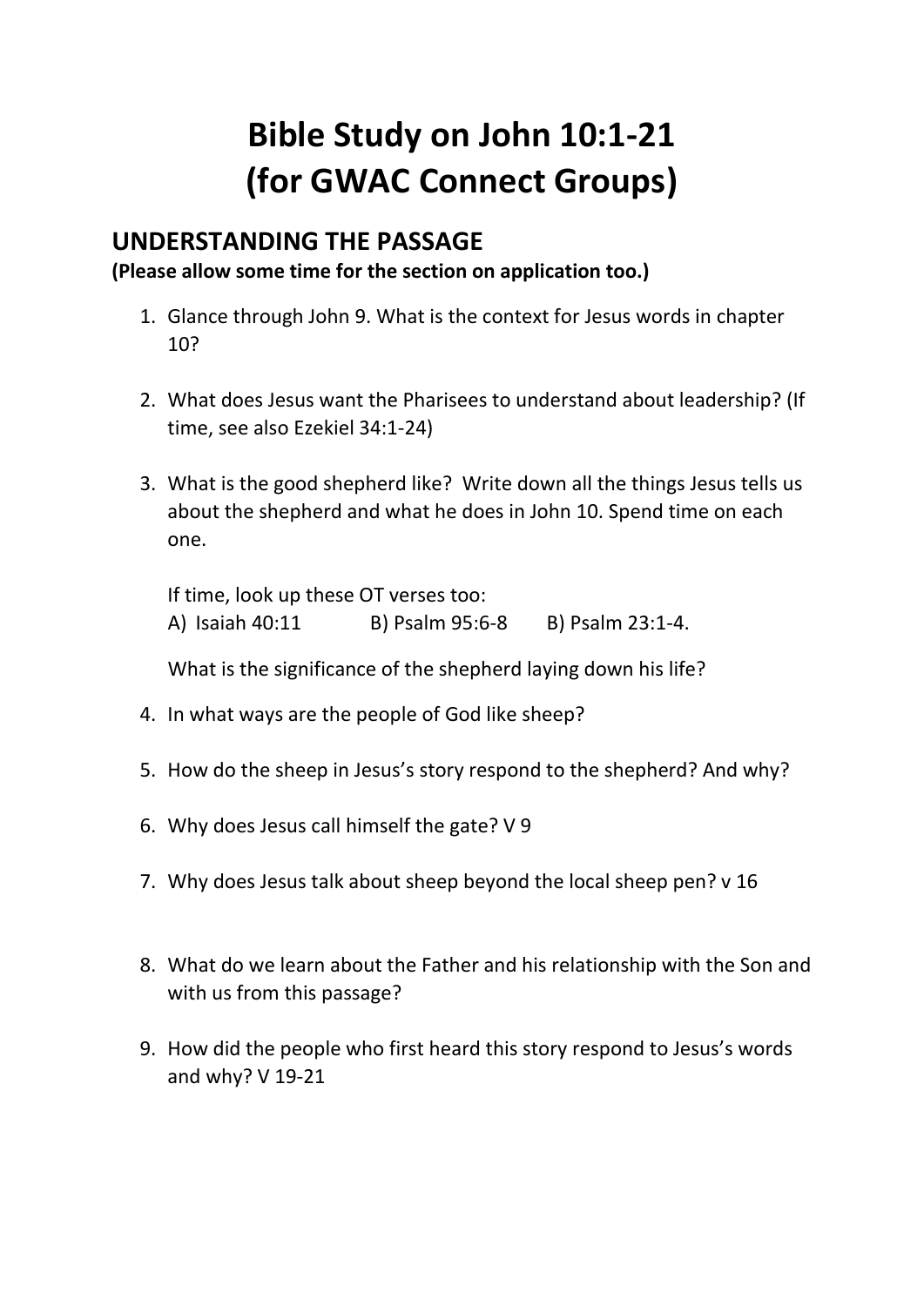# Bible Study on John 10:1-21
# (for GWAC Connect Groups)

## UNDERSTANDING THE PASSAGE

**(Please allow some time for the section on application too.)**

1. Glance through John 9. What is the context for Jesus words in chapter 10?

2. What does Jesus want the Pharisees to understand about leadership? (If time, see also Ezekiel 34:1-24)

3. What is the good shepherd like? Write down all the things Jesus tells us about the shepherd and what he does in John 10. Spend time on each one.

   If time, look up these OT verses too:
   A) Isaiah 40:11 B) Psalm 95:6-8 B) Psalm 23:1-4.

   What is the significance of the shepherd laying down his life?

4. In what ways are the people of God like sheep?

5. How do the sheep in Jesus's story respond to the shepherd? And why?

6. Why does Jesus call himself the gate? V 9

7. Why does Jesus talk about sheep beyond the local sheep pen? v 16

8. What do we learn about the Father and his relationship with the Son and with us from this passage?

9. How did the people who first heard this story respond to Jesus's words and why? V 19-21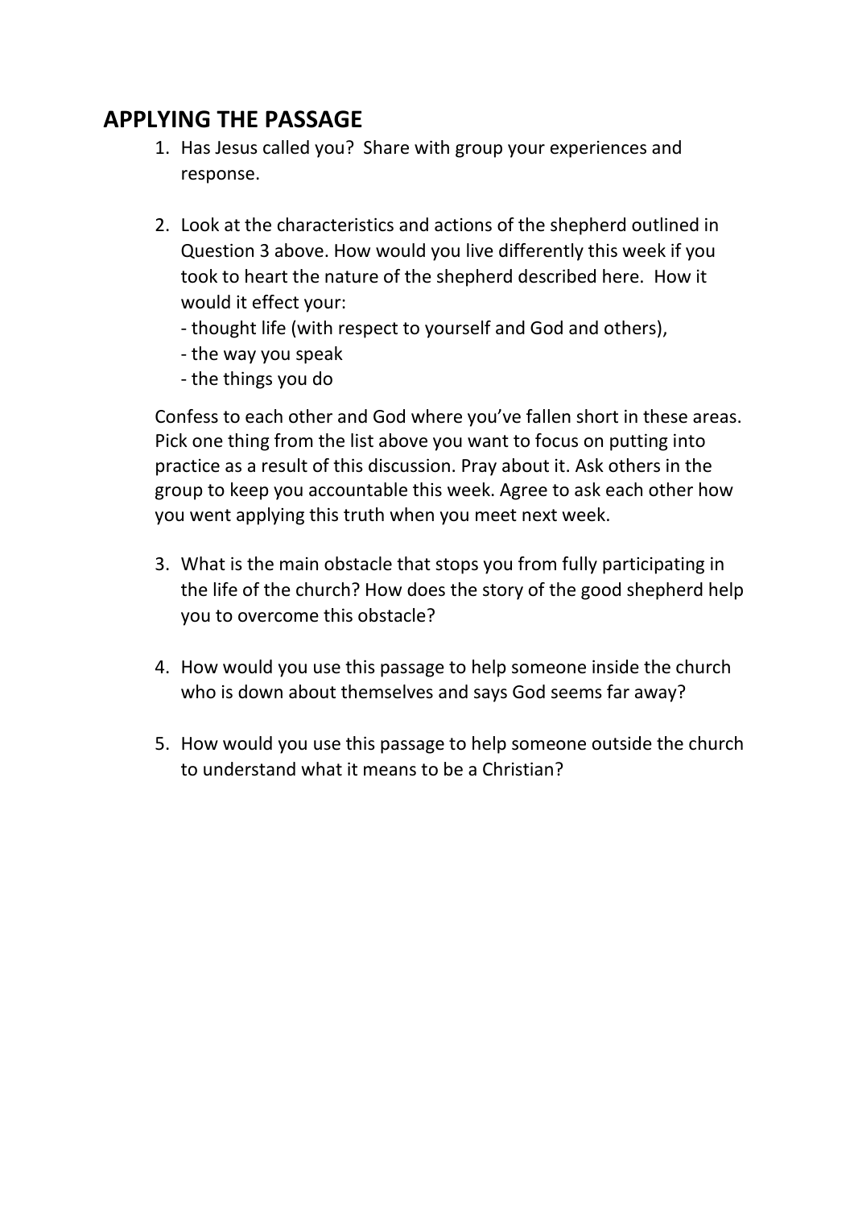## APPLYING THE PASSAGE

1. Has Jesus called you? Share with group your experiences and response.

2. Look at the characteristics and actions of the shepherd outlined in Question 3 above. How would you live differently this week if you took to heart the nature of the shepherd described here. How it would it effect your:
   - thought life (with respect to yourself and God and others),
   - the way you speak
   - the things you do

   Confess to each other and God where you've fallen short in these areas. Pick one thing from the list above you want to focus on putting into practice as a result of this discussion. Pray about it. Ask others in the group to keep you accountable this week. Agree to ask each other how you went applying this truth when you meet next week.

3. What is the main obstacle that stops you from fully participating in the life of the church? How does the story of the good shepherd help you to overcome this obstacle?

4. How would you use this passage to help someone inside the church who is down about themselves and says God seems far away?

5. How would you use this passage to help someone outside the church to understand what it means to be a Christian?